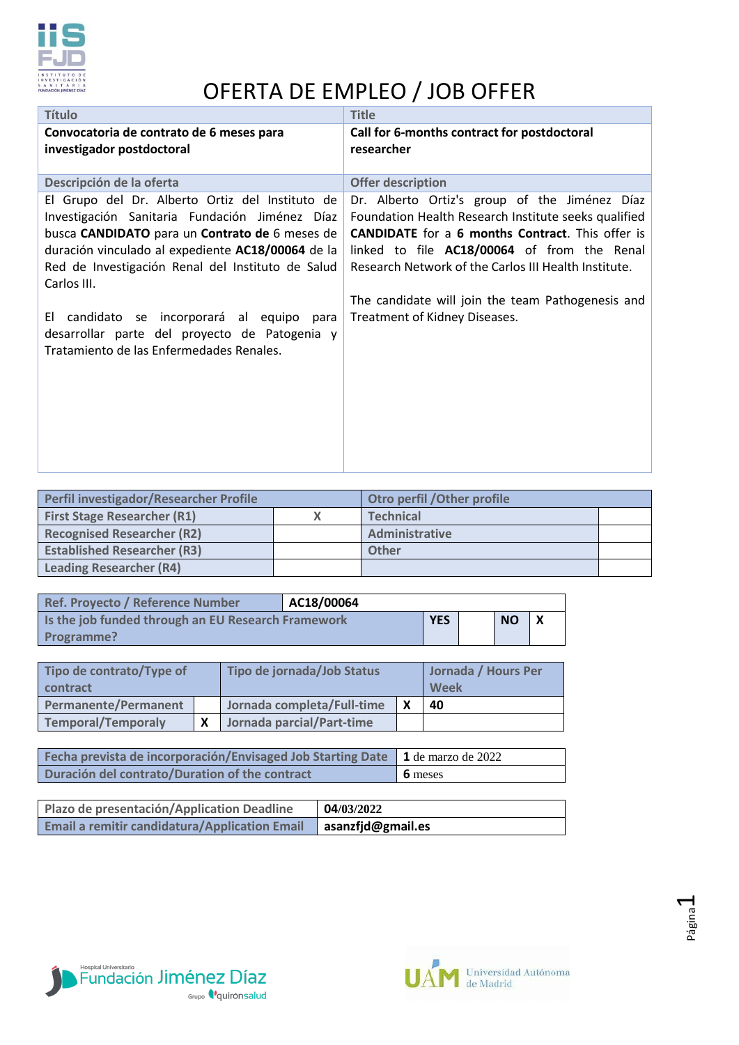# OFERTA DE EMPLEO / JOB OFFER

| Título | Title |
| --- | --- |
| **Convocatoria de contrato de 6 meses para investigador postdoctoral** | **Call for 6-months contract for postdoctoral researcher** |
| **Descripción de la oferta** | **Offer description** |
| El Grupo del Dr. Alberto Ortiz del Instituto de Investigación Sanitaria Fundación Jiménez Díaz busca **CANDIDATO** para un **Contrato de** 6 meses de duración vinculado al expediente **AC18/00064** de la Red de Investigación Renal del Instituto de Salud Carlos III.<br><br>El candidato se incorporará al equipo para desarrollar parte del proyecto de Patogenia y Tratamiento de las Enfermedades Renales. | Dr. Alberto Ortiz's group of the Jiménez Díaz Foundation Health Research Institute seeks qualified **CANDIDATE** for a **6 months Contract**. This offer is linked to file **AC18/00064** of from the Renal Research Network of the Carlos III Health Institute.<br><br>The candidate will join the team Pathogenesis and Treatment of Kidney Diseases. |

| Perfil investigador/Researcher Profile | | Otro perfil /Other profile | |
| --- | --- | --- | --- |
| First Stage Researcher (R1) | X | Technical | |
| Recognised Researcher (R2) | | Administrative | |
| Established Researcher (R3) | | Other | |
| Leading Researcher (R4) | | | |

| Ref. Proyecto / Reference Number | AC18/00064 | | | |
| --- | --- | --- | --- | --- |
| Is the job funded through an EU Research Framework Programme? | YES | | NO | X |

| Tipo de contrato/Type of contract | | Tipo de jornada/Job Status | | Jornada / Hours Per Week |
| --- | --- | --- | --- | --- |
| Permanente/Permanent | | Jornada completa/Full-time | X | 40 |
| Temporal/Temporaly | X | Jornada parcial/Part-time | | |

| Fecha prevista de incorporación/Envisaged Job Starting Date | **1** de marzo de 2022 |
| --- | --- |
| Duración del contrato/Duration of the contract | **6** meses |

| Plazo de presentación/Application Deadline | **04/03/2022** |
| --- | --- |
| Email a remitir candidatura/Application Email | **asanzfjd@gmail.es** |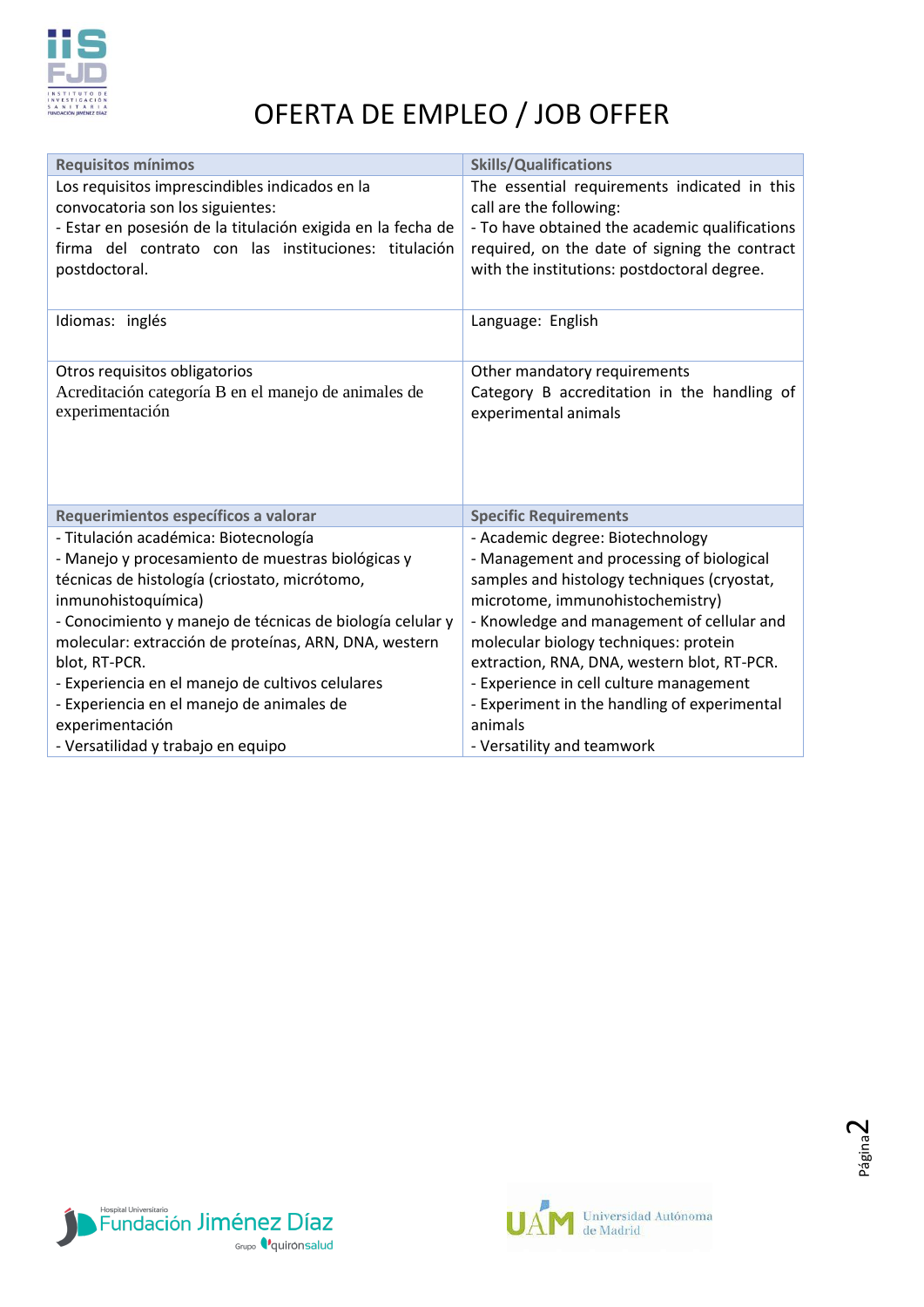# OFERTA DE EMPLEO / JOB OFFER

| Requisitos mínimos | Skills/Qualifications |
|---|---|
| Los requisitos imprescindibles indicados en la convocatoria son los siguientes:<br>- Estar en posesión de la titulación exigida en la fecha de firma del contrato con las instituciones: titulación postdoctoral. | The essential requirements indicated in this call are the following:<br>- To have obtained the academic qualifications required, on the date of signing the contract with the institutions: postdoctoral degree. |
| Idiomas: inglés | Language: English |
| Otros requisitos obligatorios<br>Acreditación categoría B en el manejo de animales de experimentación | Other mandatory requirements<br>Category B accreditation in the handling of experimental animals |
| **Requerimientos específicos a valorar** | **Specific Requirements** |
| - Titulación académica: Biotecnología<br>- Manejo y procesamiento de muestras biológicas y técnicas de histología (criostato, micrótomo, inmunohistoquímica)<br>- Conocimiento y manejo de técnicas de biología celular y molecular: extracción de proteínas, ARN, DNA, western blot, RT-PCR.<br>- Experiencia en el manejo de cultivos celulares<br>- Experiencia en el manejo de animales de experimentación<br>- Versatilidad y trabajo en equipo | - Academic degree: Biotechnology<br>- Management and processing of biological samples and histology techniques (cryostat, microtome, immunohistochemistry)<br>- Knowledge and management of cellular and molecular biology techniques: protein extraction, RNA, DNA, western blot, RT-PCR.<br>- Experience in cell culture management<br>- Experiment in the handling of experimental animals<br>- Versatility and teamwork |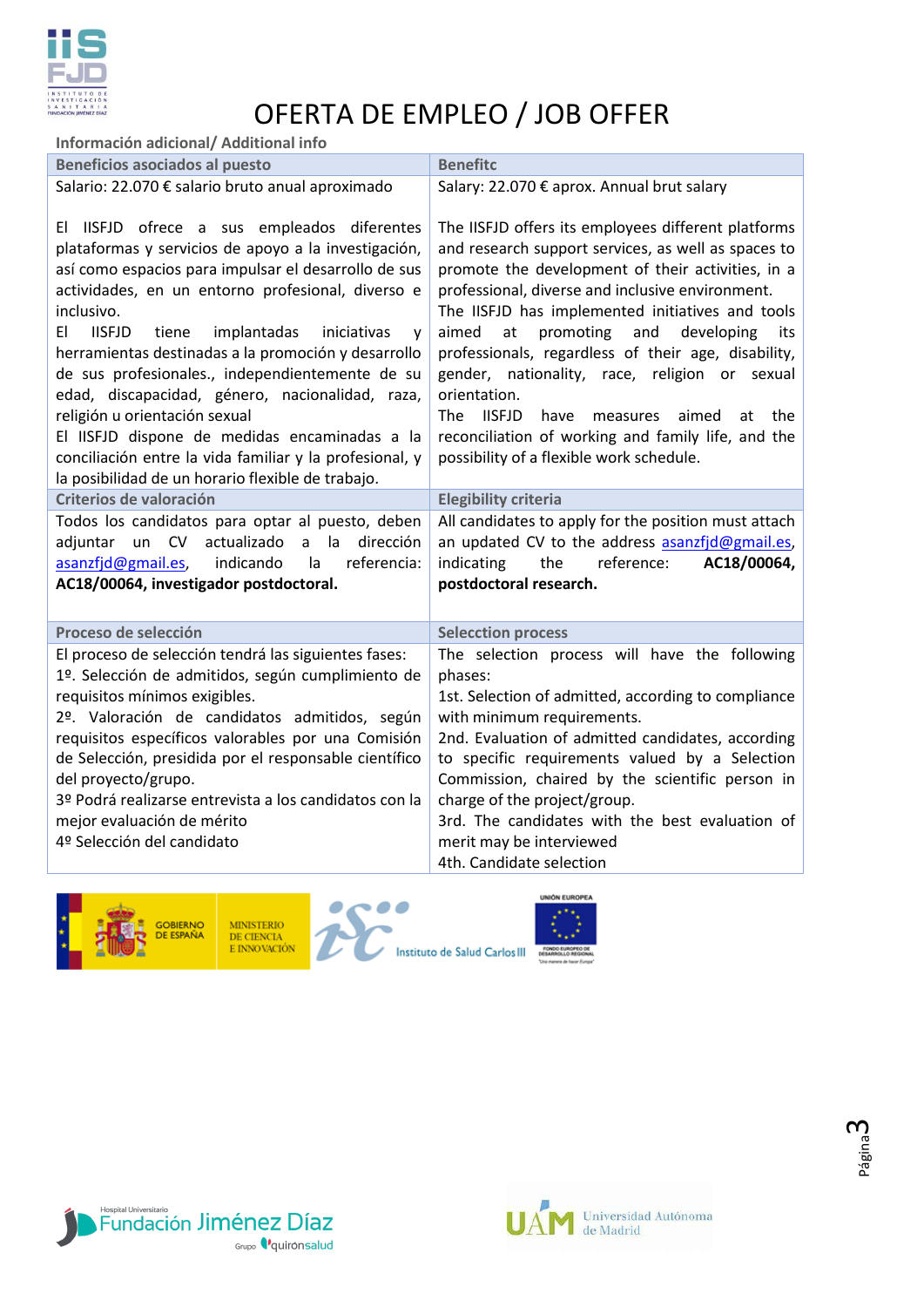# OFERTA DE EMPLEO / JOB OFFER

**Información adicional/ Additional info**

| **Beneficios asociados al puesto** | **Benefitc** |
| --- | --- |
| Salario: 22.070 € salario bruto anual aproximado<br><br>El IISFJD ofrece a sus empleados diferentes plataformas y servicios de apoyo a la investigación, así como espacios para impulsar el desarrollo de sus actividades, en un entorno profesional, diverso e inclusivo.<br>El IISFJD tiene implantadas iniciativas y herramientas destinadas a la promoción y desarrollo de sus profesionales., independientemente de su edad, discapacidad, género, nacionalidad, raza, religión u orientación sexual<br>El IISFJD dispone de medidas encaminadas a la conciliación entre la vida familiar y la profesional, y la posibilidad de un horario flexible de trabajo. | Salary: 22.070 € aprox. Annual brut salary<br><br>The IISFJD offers its employees different platforms and research support services, as well as spaces to promote the development of their activities, in a professional, diverse and inclusive environment.<br>The IISFJD has implemented initiatives and tools aimed at promoting and developing its professionals, regardless of their age, disability, gender, nationality, race, religion or sexual orientation.<br>The IISFJD have measures aimed at the reconciliation of working and family life, and the possibility of a flexible work schedule. |
| **Criterios de valoración** | **Elegibility criteria** |
| Todos los candidatos para optar al puesto, deben adjuntar un CV actualizado a la dirección asanzfjd@gmail.es, indicando la referencia: **AC18/00064, investigador postdoctoral.** | All candidates to apply for the position must attach an updated CV to the address asanzfjd@gmail.es, indicating the reference: **AC18/00064, postdoctoral research.** |
| **Proceso de selección** | **Selecction process** |
| El proceso de selección tendrá las siguientes fases:<br>1º. Selección de admitidos, según cumplimiento de requisitos mínimos exigibles.<br>2º. Valoración de candidatos admitidos, según requisitos específicos valorables por una Comisión de Selección, presidida por el responsable científico del proyecto/grupo.<br>3º Podrá realizarse entrevista a los candidatos con la mejor evaluación de mérito<br>4º Selección del candidato | The selection process will have the following phases:<br>1st. Selection of admitted, according to compliance with minimum requirements.<br>2nd. Evaluation of admitted candidates, according to specific requirements valued by a Selection Commission, chaired by the scientific person in charge of the project/group.<br>3rd. The candidates with the best evaluation of merit may be interviewed<br>4th. Candidate selection |